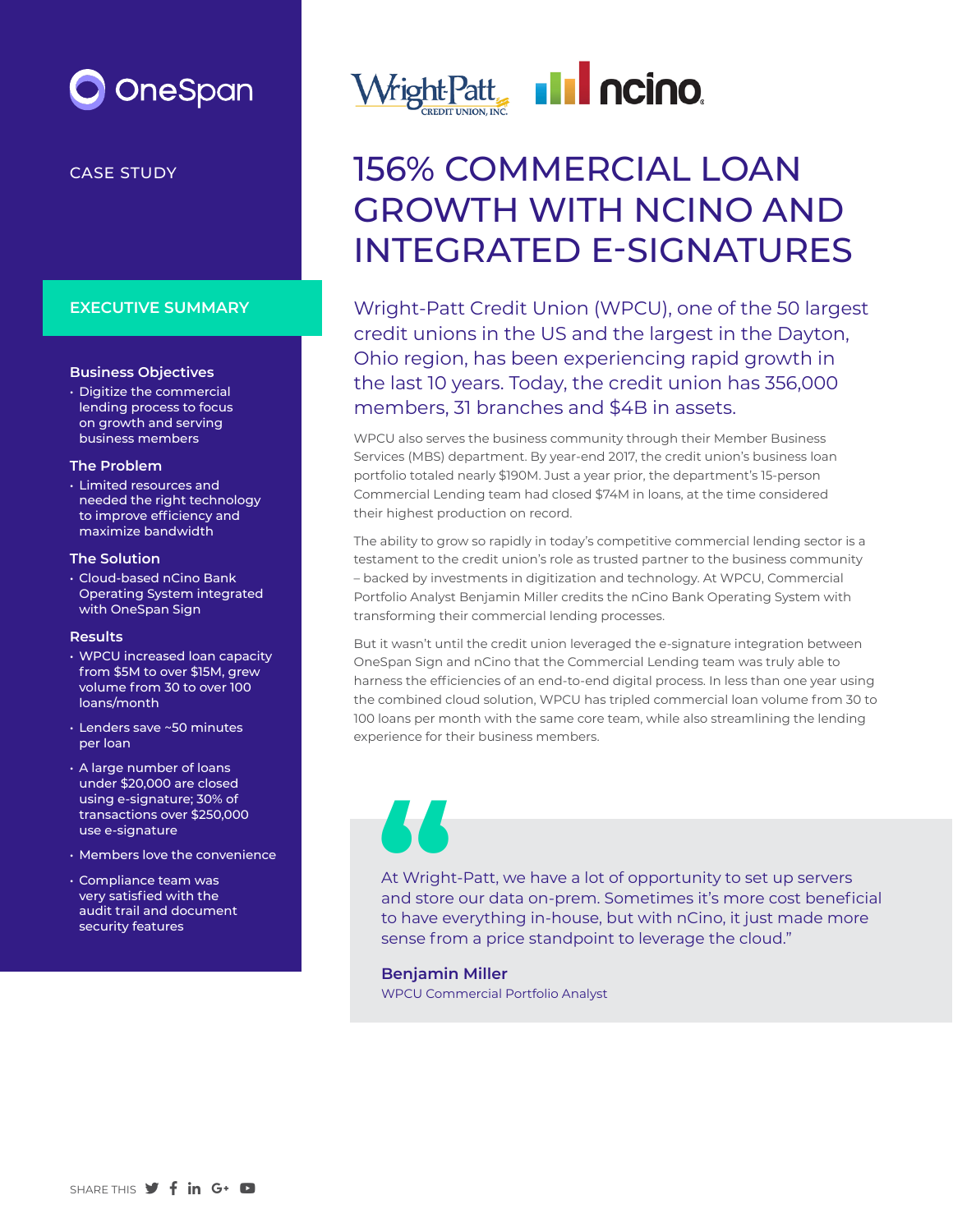OneSpan

CASE STUDY

# 156% COMMERCIAL LOAN GROWTH WITH NCINO AND INTEGRATED E-SIGNATURES

## EXECUTIVE SUMMARY

### Business Objectives

- Digitize the commercial lending process to focus on growth and serving business members

### The Problem

- Limited resources and needed the right technology to improve efficiency and maximize bandwidth

### The Solution

- Cloud-based nCino Bank Operating System integrated with OneSpan Sign

### Results

- WPCU increased loan capacity from $5M to over $15M, grew volume from 30 to over 100 loans/month
- Lenders save ~50 minutes per loan
- A large number of loans under $20,000 are closed using e-signature; 30% of transactions over $250,000 use e-signature
- Members love the convenience
- Compliance team was very satisfied with the audit trail and document security features

Wright-Patt Credit Union (WPCU), one of the 50 largest credit unions in the US and the largest in the Dayton, Ohio region, has been experiencing rapid growth in the last 10 years. Today, the credit union has 356,000 members, 31 branches and $4B in assets.

WPCU also serves the business community through their Member Business Services (MBS) department. By year-end 2017, the credit union's business loan portfolio totaled nearly $190M. Just a year prior, the department's 15-person Commercial Lending team had closed $74M in loans, at the time considered their highest production on record.

The ability to grow so rapidly in today's competitive commercial lending sector is a testament to the credit union's role as trusted partner to the business community – backed by investments in digitization and technology. At WPCU, Commercial Portfolio Analyst Benjamin Miller credits the nCino Bank Operating System with transforming their commercial lending processes.

But it wasn't until the credit union leveraged the e-signature integration between OneSpan Sign and nCino that the Commercial Lending team was truly able to harness the efficiencies of an end-to-end digital process. In less than one year using the combined cloud solution, WPCU has tripled commercial loan volume from 30 to 100 loans per month with the same core team, while also streamlining the lending experience for their business members.

> At Wright-Patt, we have a lot of opportunity to set up servers and store our data on-prem. Sometimes it's more cost beneficial to have everything in-house, but with nCino, it just made more sense from a price standpoint to leverage the cloud."
>
> **Benjamin Miller**
> WPCU Commercial Portfolio Analyst

SHARE THIS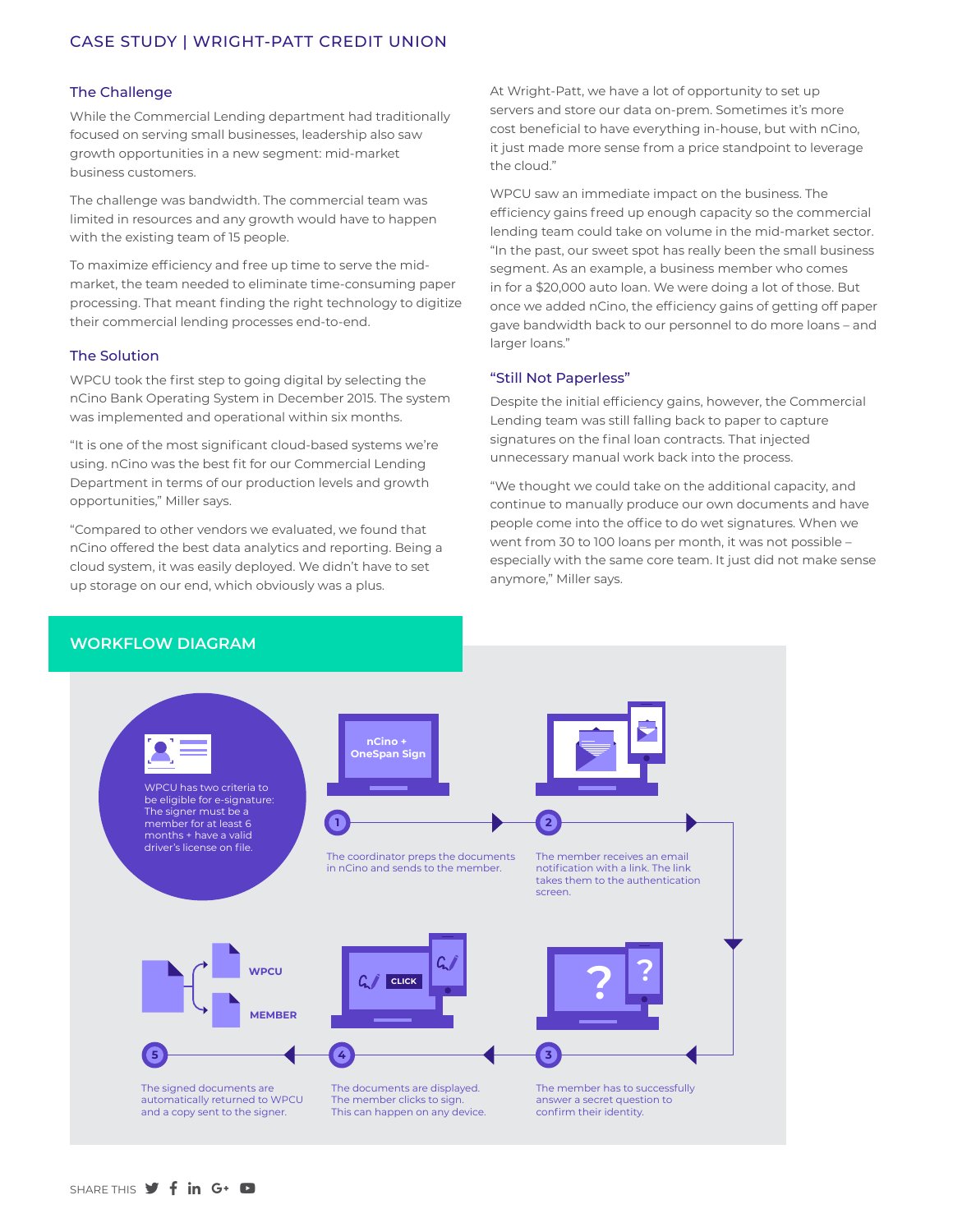## The Challenge

While the Commercial Lending department had traditionally focused on serving small businesses, leadership also saw growth opportunities in a new segment: mid-market business customers.

The challenge was bandwidth. The commercial team was limited in resources and any growth would have to happen with the existing team of 15 people.

To maximize efficiency and free up time to serve the mid-market, the team needed to eliminate time-consuming paper processing. That meant finding the right technology to digitize their commercial lending processes end-to-end.

## The Solution

WPCU took the first step to going digital by selecting the nCino Bank Operating System in December 2015. The system was implemented and operational within six months.

"It is one of the most significant cloud-based systems we're using. nCino was the best fit for our Commercial Lending Department in terms of our production levels and growth opportunities," Miller says.

"Compared to other vendors we evaluated, we found that nCino offered the best data analytics and reporting. Being a cloud system, it was easily deployed. We didn't have to set up storage on our end, which obviously was a plus.

At Wright-Patt, we have a lot of opportunity to set up servers and store our data on-prem. Sometimes it's more cost beneficial to have everything in-house, but with nCino, it just made more sense from a price standpoint to leverage the cloud."

WPCU saw an immediate impact on the business. The efficiency gains freed up enough capacity so the commercial lending team could take on volume in the mid-market sector. "In the past, our sweet spot has really been the small business segment. As an example, a business member who comes in for a $20,000 auto loan. We were doing a lot of those. But once we added nCino, the efficiency gains of getting off paper gave bandwidth back to our personnel to do more loans – and larger loans."

## "Still Not Paperless"

Despite the initial efficiency gains, however, the Commercial Lending team was still falling back to paper to capture signatures on the final loan contracts. That injected unnecessary manual work back into the process.

"We thought we could take on the additional capacity, and continue to manually produce our own documents and have people come into the office to do wet signatures. When we went from 30 to 100 loans per month, it was not possible – especially with the same core team. It just did not make sense anymore," Miller says.

## WORKFLOW DIAGRAM

WPCU has two criteria to be eligible for e-signature: The signer must be a member for at least 6 months + have a valid driver's license on file.

nCino + OneSpan Sign

1. The coordinator preps the documents in nCino and sends to the member.
2. The member receives an email notification with a link. The link takes them to the authentication screen.
3. The member has to successfully answer a secret question to confirm their identity.
4. The documents are displayed. The member clicks to sign. This can happen on any device.
5. The signed documents are automatically returned to WPCU and a copy sent to the signer.

CLICK

WPCU

MEMBER

SHARE THIS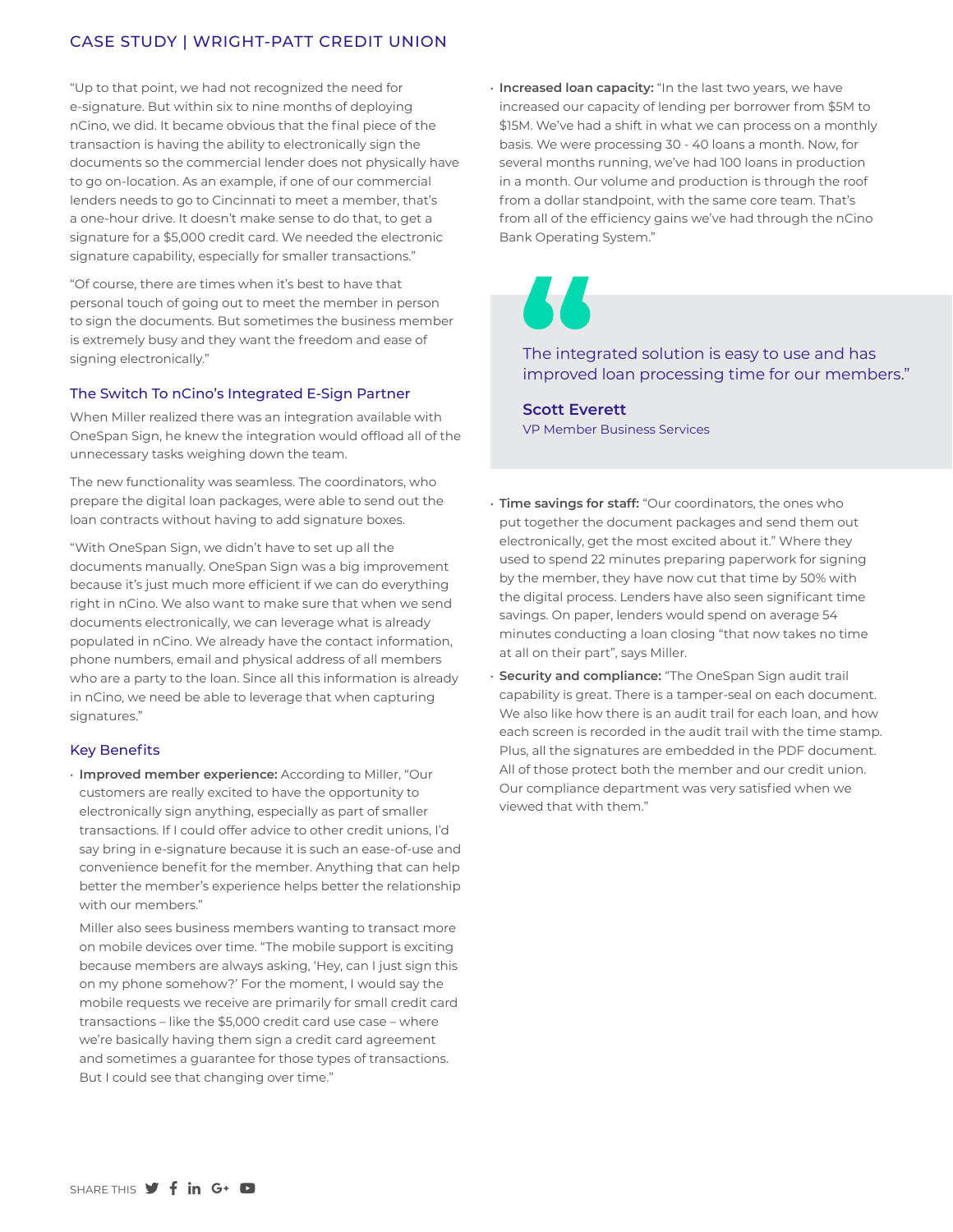"Up to that point, we had not recognized the need for e-signature. But within six to nine months of deploying nCino, we did. It became obvious that the final piece of the transaction is having the ability to electronically sign the documents so the commercial lender does not physically have to go on-location. As an example, if one of our commercial lenders needs to go to Cincinnati to meet a member, that's a one-hour drive. It doesn't make sense to do that, to get a signature for a $5,000 credit card. We needed the electronic signature capability, especially for smaller transactions."

"Of course, there are times when it's best to have that personal touch of going out to meet the member in person to sign the documents. But sometimes the business member is extremely busy and they want the freedom and ease of signing electronically."

### The Switch To nCino's Integrated E-Sign Partner

When Miller realized there was an integration available with OneSpan Sign, he knew the integration would offload all of the unnecessary tasks weighing down the team.

The new functionality was seamless. The coordinators, who prepare the digital loan packages, were able to send out the loan contracts without having to add signature boxes.

"With OneSpan Sign, we didn't have to set up all the documents manually. OneSpan Sign was a big improvement because it's just much more efficient if we can do everything right in nCino. We also want to make sure that when we send documents electronically, we can leverage what is already populated in nCino. We already have the contact information, phone numbers, email and physical address of all members who are a party to the loan. Since all this information is already in nCino, we need be able to leverage that when capturing signatures."

### Key Benefits

- **Improved member experience:** According to Miller, "Our customers are really excited to have the opportunity to electronically sign anything, especially as part of smaller transactions. If I could offer advice to other credit unions, I'd say bring in e-signature because it is such an ease-of-use and convenience benefit for the member. Anything that can help better the member's experience helps better the relationship with our members."

  Miller also sees business members wanting to transact more on mobile devices over time. "The mobile support is exciting because members are always asking, 'Hey, can I just sign this on my phone somehow?' For the moment, I would say the mobile requests we receive are primarily for small credit card transactions – like the $5,000 credit card use case – where we're basically having them sign a credit card agreement and sometimes a guarantee for those types of transactions. But I could see that changing over time."

- **Increased loan capacity:** "In the last two years, we have increased our capacity of lending per borrower from $5M to $15M. We've had a shift in what we can process on a monthly basis. We were processing 30 - 40 loans a month. Now, for several months running, we've had 100 loans in production in a month. Our volume and production is through the roof from a dollar standpoint, with the same core team. That's from all of the efficiency gains we've had through the nCino Bank Operating System."

> The integrated solution is easy to use and has improved loan processing time for our members."
>
> **Scott Everett**
> VP Member Business Services

- **Time savings for staff:** "Our coordinators, the ones who put together the document packages and send them out electronically, get the most excited about it." Where they used to spend 22 minutes preparing paperwork for signing by the member, they have now cut that time by 50% with the digital process. Lenders have also seen significant time savings. On paper, lenders would spend on average 54 minutes conducting a loan closing "that now takes no time at all on their part", says Miller.
- **Security and compliance:** "The OneSpan Sign audit trail capability is great. There is a tamper-seal on each document. We also like how there is an audit trail for each loan, and how each screen is recorded in the audit trail with the time stamp. Plus, all the signatures are embedded in the PDF document. All of those protect both the member and our credit union. Our compliance department was very satisfied when we viewed that with them."

SHARE THIS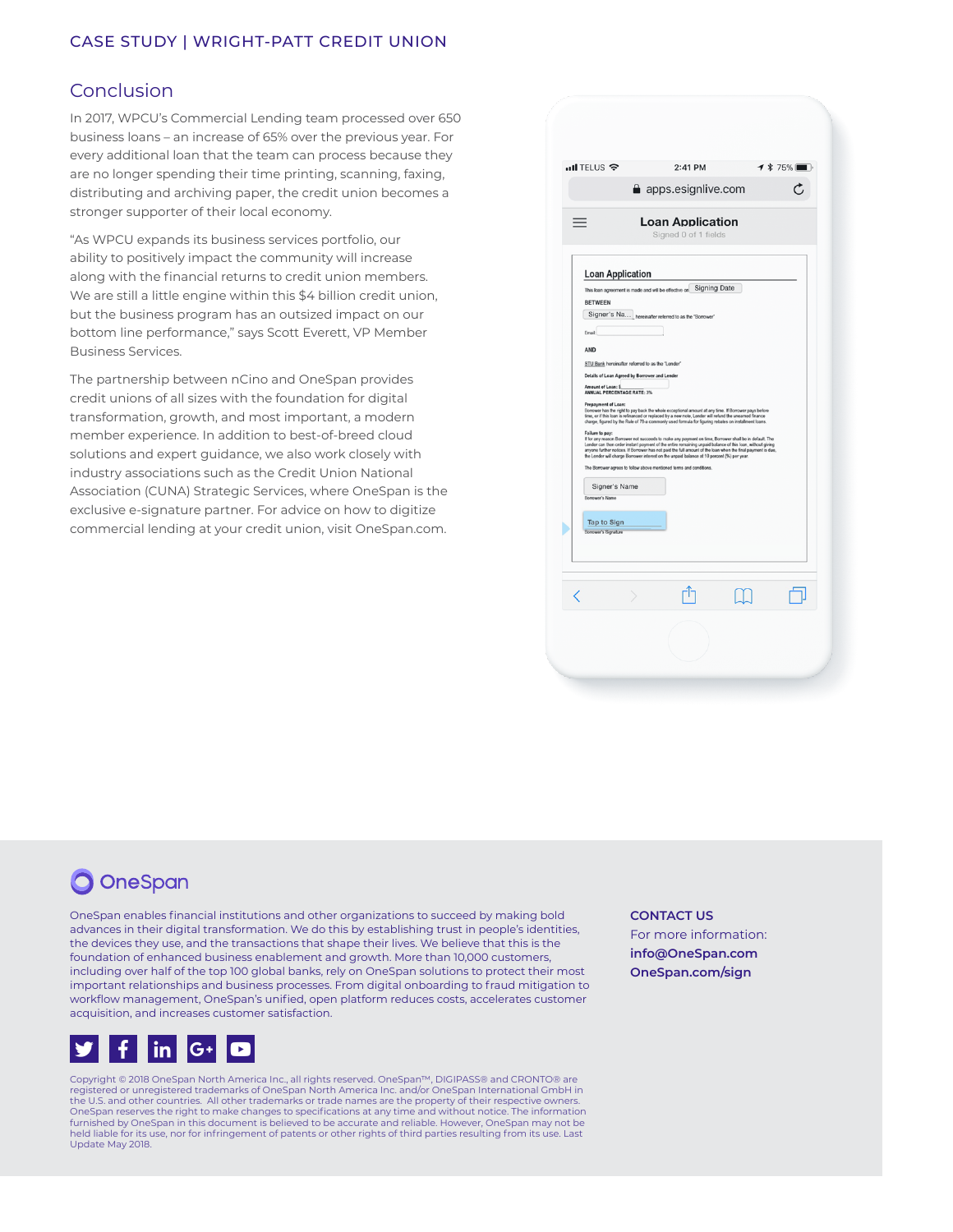## Conclusion

In 2017, WPCU's Commercial Lending team processed over 650 business loans – an increase of 65% over the previous year. For every additional loan that the team can process because they are no longer spending their time printing, scanning, faxing, distributing and archiving paper, the credit union becomes a stronger supporter of their local economy.

"As WPCU expands its business services portfolio, our ability to positively impact the community will increase along with the financial returns to credit union members. We are still a little engine within this $4 billion credit union, but the business program has an outsized impact on our bottom line performance," says Scott Everett, VP Member Business Services.

The partnership between nCino and OneSpan provides credit unions of all sizes with the foundation for digital transformation, growth, and most important, a modern member experience. In addition to best-of-breed cloud solutions and expert guidance, we also work closely with industry associations such as the Credit Union National Association (CUNA) Strategic Services, where OneSpan is the exclusive e-signature partner. For advice on how to digitize commercial lending at your credit union, visit OneSpan.com.

OneSpan

OneSpan enables financial institutions and other organizations to succeed by making bold advances in their digital transformation. We do this by establishing trust in people's identities, the devices they use, and the transactions that shape their lives. We believe that this is the foundation of enhanced business enablement and growth. More than 10,000 customers, including over half of the top 100 global banks, rely on OneSpan solutions to protect their most important relationships and business processes. From digital onboarding to fraud mitigation to workflow management, OneSpan's unified, open platform reduces costs, accelerates customer acquisition, and increases customer satisfaction.

**CONTACT US**

For more information:

**info@OneSpan.com**

**OneSpan.com/sign**

Copyright © 2018 OneSpan North America Inc., all rights reserved. OneSpan™, DIGIPASS® and CRONTO® are registered or unregistered trademarks of OneSpan North America Inc. and/or OneSpan International GmbH in the U.S. and other countries. All other trademarks or trade names are the property of their respective owners. OneSpan reserves the right to make changes to specifications at any time and without notice. The information furnished by OneSpan in this document is believed to be accurate and reliable. However, OneSpan may not be held liable for its use, nor for infringement of patents or other rights of third parties resulting from its use. Last Update May 2018.